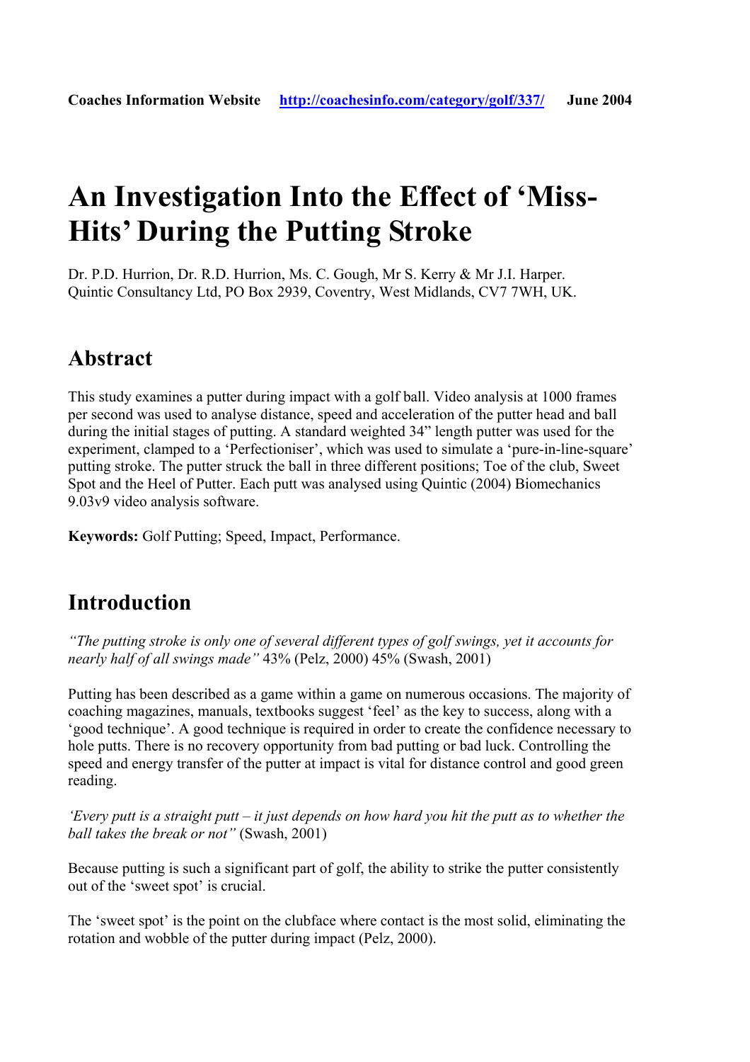**Coaches Information Website** http://coachesinfo.com/category/golf/337/ **June 2004**

# An Investigation Into the Effect of 'Miss-Hits' During the Putting Stroke

Dr. P.D. Hurrion, Dr. R.D. Hurrion, Ms. C. Gough, Mr S. Kerry & Mr J.I. Harper.
Quintic Consultancy Ltd, PO Box 2939, Coventry, West Midlands, CV7 7WH, UK.

## Abstract

This study examines a putter during impact with a golf ball. Video analysis at 1000 frames per second was used to analyse distance, speed and acceleration of the putter head and ball during the initial stages of putting. A standard weighted 34" length putter was used for the experiment, clamped to a 'Perfectioniser', which was used to simulate a 'pure-in-line-square' putting stroke. The putter struck the ball in three different positions; Toe of the club, Sweet Spot and the Heel of Putter. Each putt was analysed using Quintic (2004) Biomechanics 9.03v9 video analysis software.

**Keywords:** Golf Putting; Speed, Impact, Performance.

## Introduction

*"The putting stroke is only one of several different types of golf swings, yet it accounts for nearly half of all swings made"* 43% (Pelz, 2000) 45% (Swash, 2001)

Putting has been described as a game within a game on numerous occasions. The majority of coaching magazines, manuals, textbooks suggest 'feel' as the key to success, along with a 'good technique'. A good technique is required in order to create the confidence necessary to hole putts. There is no recovery opportunity from bad putting or bad luck. Controlling the speed and energy transfer of the putter at impact is vital for distance control and good green reading.

*'Every putt is a straight putt – it just depends on how hard you hit the putt as to whether the ball takes the break or not"* (Swash, 2001)

Because putting is such a significant part of golf, the ability to strike the putter consistently out of the 'sweet spot' is crucial.

The 'sweet spot' is the point on the clubface where contact is the most solid, eliminating the rotation and wobble of the putter during impact (Pelz, 2000).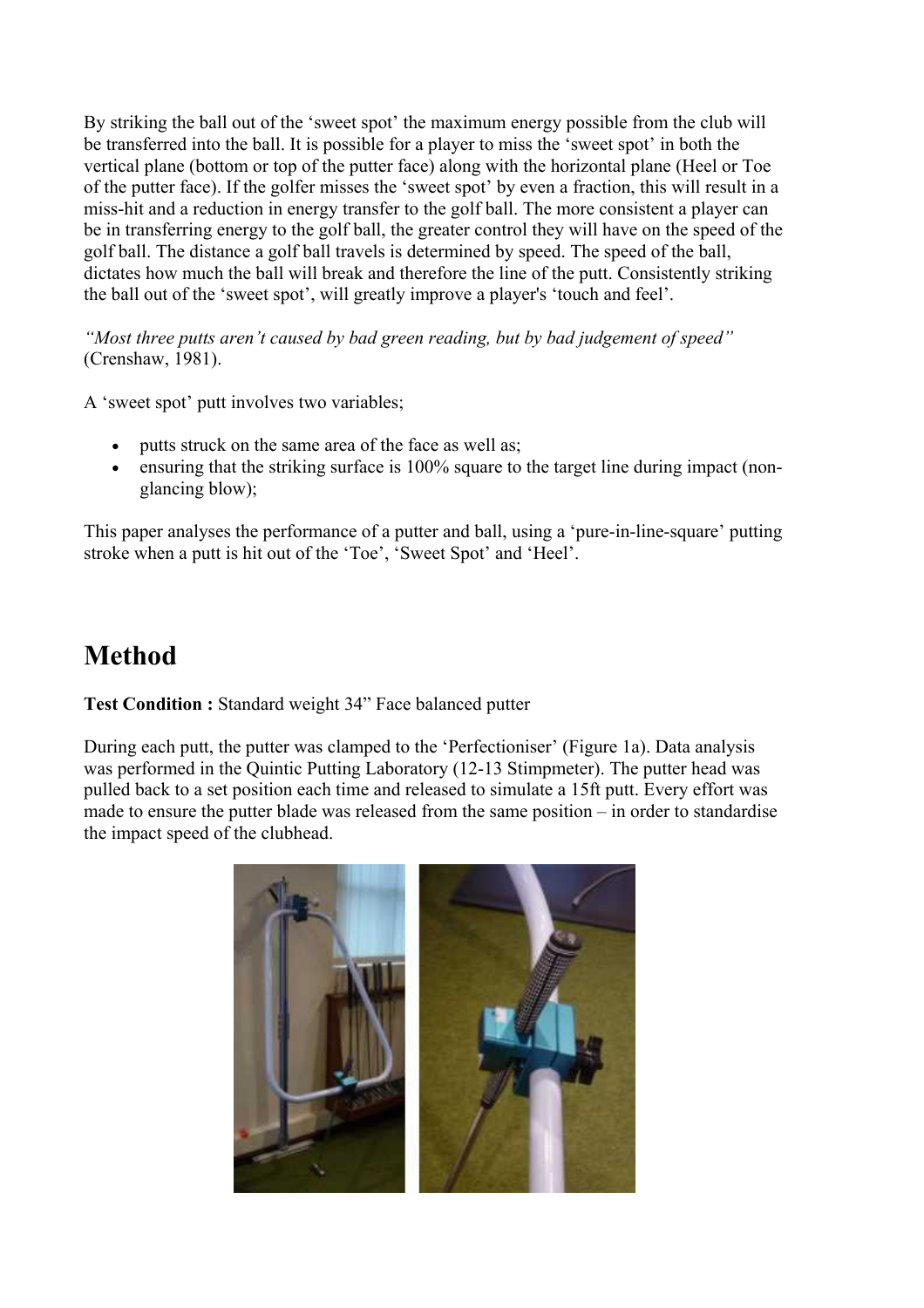By striking the ball out of the 'sweet spot' the maximum energy possible from the club will be transferred into the ball. It is possible for a player to miss the 'sweet spot' in both the vertical plane (bottom or top of the putter face) along with the horizontal plane (Heel or Toe of the putter face). If the golfer misses the 'sweet spot' by even a fraction, this will result in a miss-hit and a reduction in energy transfer to the golf ball. The more consistent a player can be in transferring energy to the golf ball, the greater control they will have on the speed of the golf ball. The distance a golf ball travels is determined by speed. The speed of the ball, dictates how much the ball will break and therefore the line of the putt. Consistently striking the ball out of the 'sweet spot', will greatly improve a player's 'touch and feel'.

*"Most three putts aren't caused by bad green reading, but by bad judgement of speed"* (Crenshaw, 1981).

A 'sweet spot' putt involves two variables;

- putts struck on the same area of the face as well as;
- ensuring that the striking surface is 100% square to the target line during impact (non-glancing blow);

This paper analyses the performance of a putter and ball, using a 'pure-in-line-square' putting stroke when a putt is hit out of the 'Toe', 'Sweet Spot' and 'Heel'.

# Method

**Test Condition :** Standard weight 34" Face balanced putter

During each putt, the putter was clamped to the 'Perfectioniser' (Figure 1a). Data analysis was performed in the Quintic Putting Laboratory (12-13 Stimpmeter). The putter head was pulled back to a set position each time and released to simulate a 15ft putt. Every effort was made to ensure the putter blade was released from the same position – in order to standardise the impact speed of the clubhead.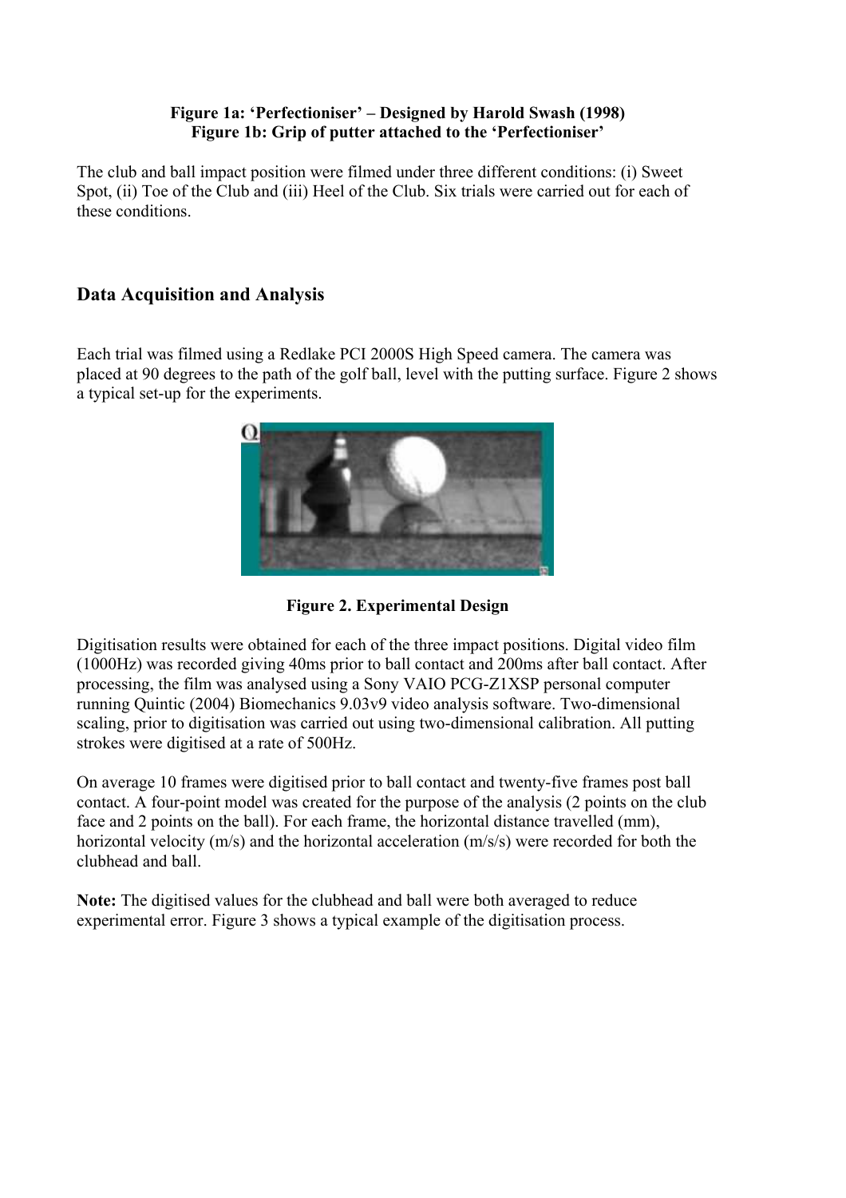**Figure 1a: 'Perfectioniser' – Designed by Harold Swash (1998)**
**Figure 1b: Grip of putter attached to the 'Perfectioniser'**

The club and ball impact position were filmed under three different conditions: (i) Sweet Spot, (ii) Toe of the Club and (iii) Heel of the Club. Six trials were carried out for each of these conditions.

## Data Acquisition and Analysis

Each trial was filmed using a Redlake PCI 2000S High Speed camera. The camera was placed at 90 degrees to the path of the golf ball, level with the putting surface. Figure 2 shows a typical set-up for the experiments.

**Figure 2. Experimental Design**

Digitisation results were obtained for each of the three impact positions. Digital video film (1000Hz) was recorded giving 40ms prior to ball contact and 200ms after ball contact. After processing, the film was analysed using a Sony VAIO PCG-Z1XSP personal computer running Quintic (2004) Biomechanics 9.03v9 video analysis software. Two-dimensional scaling, prior to digitisation was carried out using two-dimensional calibration. All putting strokes were digitised at a rate of 500Hz.

On average 10 frames were digitised prior to ball contact and twenty-five frames post ball contact. A four-point model was created for the purpose of the analysis (2 points on the club face and 2 points on the ball). For each frame, the horizontal distance travelled (mm), horizontal velocity (m/s) and the horizontal acceleration (m/s/s) were recorded for both the clubhead and ball.

**Note:** The digitised values for the clubhead and ball were both averaged to reduce experimental error. Figure 3 shows a typical example of the digitisation process.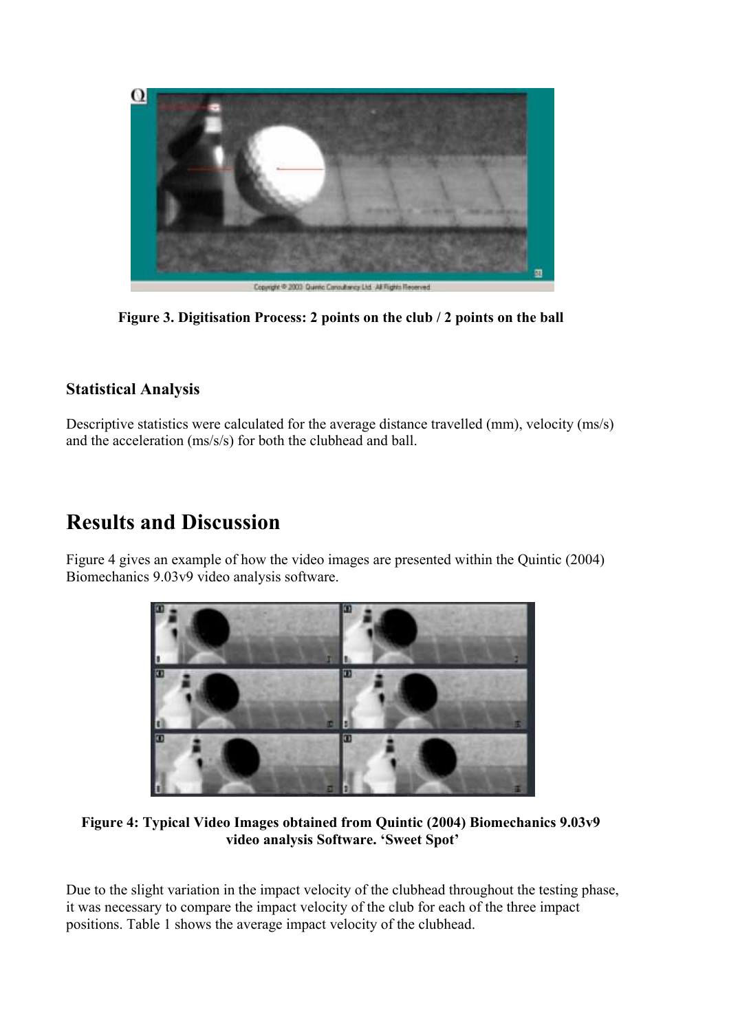**Figure 3. Digitisation Process: 2 points on the club / 2 points on the ball**

### Statistical Analysis

Descriptive statistics were calculated for the average distance travelled (mm), velocity (ms/s) and the acceleration (ms/s/s) for both the clubhead and ball.

# Results and Discussion

Figure 4 gives an example of how the video images are presented within the Quintic (2004) Biomechanics 9.03v9 video analysis software.

**Figure 4: Typical Video Images obtained from Quintic (2004) Biomechanics 9.03v9 video analysis Software. 'Sweet Spot'**

Due to the slight variation in the impact velocity of the clubhead throughout the testing phase, it was necessary to compare the impact velocity of the club for each of the three impact positions. Table 1 shows the average impact velocity of the clubhead.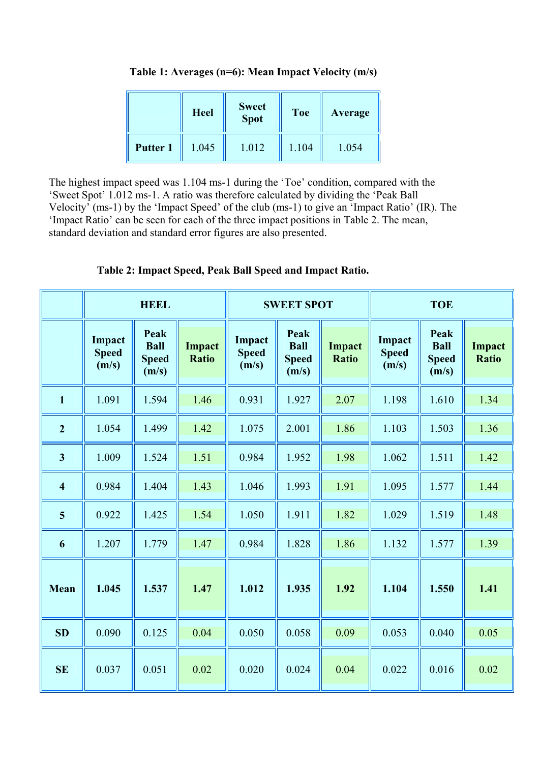**Table 1: Averages (n=6): Mean Impact Velocity (m/s)**

| | Heel | Sweet Spot | Toe | Average |
|---|---|---|---|---|
| **Putter 1** | 1.045 | 1.012 | 1.104 | 1.054 |

The highest impact speed was 1.104 ms-1 during the 'Toe' condition, compared with the 'Sweet Spot' 1.012 ms-1. A ratio was therefore calculated by dividing the 'Peak Ball Velocity' (ms-1) by the 'Impact Speed' of the club (ms-1) to give an 'Impact Ratio' (IR). The 'Impact Ratio' can be seen for each of the three impact positions in Table 2. The mean, standard deviation and standard error figures are also presented.

**Table 2: Impact Speed, Peak Ball Speed and Impact Ratio.**

| | HEEL | | | SWEET SPOT | | | TOE | | |
|---|---|---|---|---|---|---|---|---|---|
| | **Impact Speed (m/s)** | **Peak Ball Speed (m/s)** | **Impact Ratio** | **Impact Speed (m/s)** | **Peak Ball Speed (m/s)** | **Impact Ratio** | **Impact Speed (m/s)** | **Peak Ball Speed (m/s)** | **Impact Ratio** |
| **1** | 1.091 | 1.594 | 1.46 | 0.931 | 1.927 | 2.07 | 1.198 | 1.610 | 1.34 |
| **2** | 1.054 | 1.499 | 1.42 | 1.075 | 2.001 | 1.86 | 1.103 | 1.503 | 1.36 |
| **3** | 1.009 | 1.524 | 1.51 | 0.984 | 1.952 | 1.98 | 1.062 | 1.511 | 1.42 |
| **4** | 0.984 | 1.404 | 1.43 | 1.046 | 1.993 | 1.91 | 1.095 | 1.577 | 1.44 |
| **5** | 0.922 | 1.425 | 1.54 | 1.050 | 1.911 | 1.82 | 1.029 | 1.519 | 1.48 |
| **6** | 1.207 | 1.779 | 1.47 | 0.984 | 1.828 | 1.86 | 1.132 | 1.577 | 1.39 |
| **Mean** | **1.045** | **1.537** | **1.47** | **1.012** | **1.935** | **1.92** | **1.104** | **1.550** | **1.41** |
| **SD** | 0.090 | 0.125 | 0.04 | 0.050 | 0.058 | 0.09 | 0.053 | 0.040 | 0.05 |
| **SE** | 0.037 | 0.051 | 0.02 | 0.020 | 0.024 | 0.04 | 0.022 | 0.016 | 0.02 |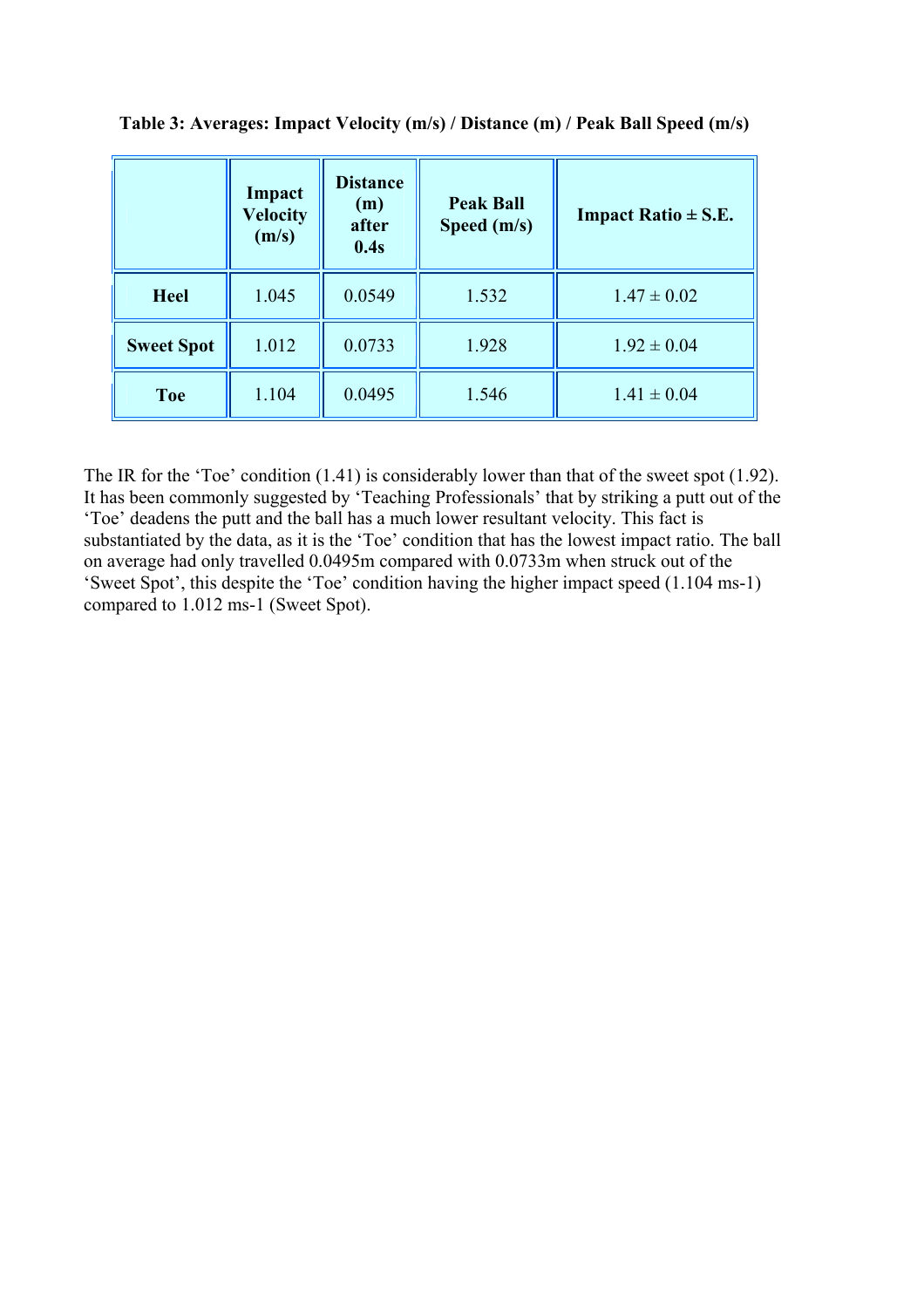**Table 3: Averages: Impact Velocity (m/s) / Distance (m) / Peak Ball Speed (m/s)**

| | Impact Velocity (m/s) | Distance (m) after 0.4s | Peak Ball Speed (m/s) | Impact Ratio ± S.E. |
|---|---|---|---|---|
| **Heel** | 1.045 | 0.0549 | 1.532 | 1.47 ± 0.02 |
| **Sweet Spot** | 1.012 | 0.0733 | 1.928 | 1.92 ± 0.04 |
| **Toe** | 1.104 | 0.0495 | 1.546 | 1.41 ± 0.04 |

The IR for the 'Toe' condition (1.41) is considerably lower than that of the sweet spot (1.92). It has been commonly suggested by 'Teaching Professionals' that by striking a putt out of the 'Toe' deadens the putt and the ball has a much lower resultant velocity. This fact is substantiated by the data, as it is the 'Toe' condition that has the lowest impact ratio. The ball on average had only travelled 0.0495m compared with 0.0733m when struck out of the 'Sweet Spot', this despite the 'Toe' condition having the higher impact speed (1.104 ms-1) compared to 1.012 ms-1 (Sweet Spot).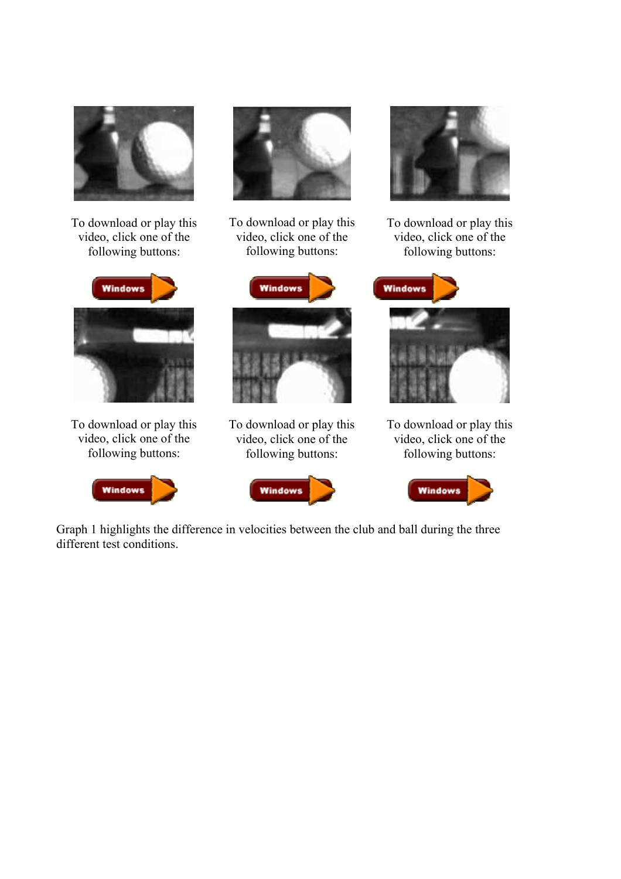To download or play this video, click one of the following buttons:

To download or play this video, click one of the following buttons:

To download or play this video, click one of the following buttons:

To download or play this video, click one of the following buttons:

To download or play this video, click one of the following buttons:

To download or play this video, click one of the following buttons:

Graph 1 highlights the difference in velocities between the club and ball during the three different test conditions.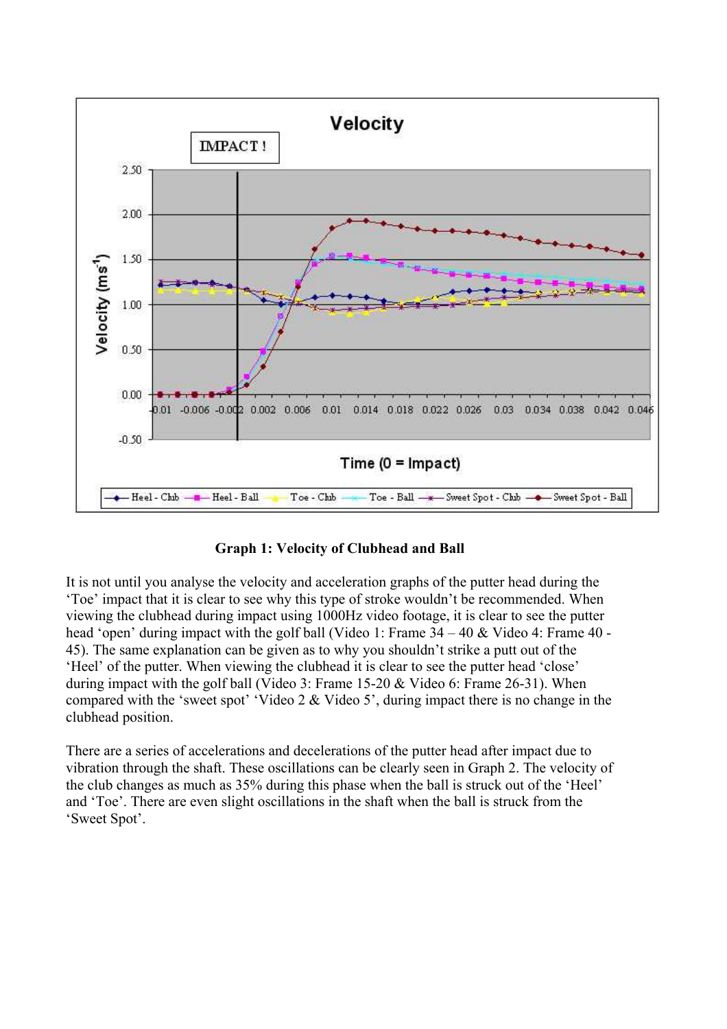**Graph 1: Velocity of Clubhead and Ball**

It is not until you analyse the velocity and acceleration graphs of the putter head during the 'Toe' impact that it is clear to see why this type of stroke wouldn't be recommended. When viewing the clubhead during impact using 1000Hz video footage, it is clear to see the putter head 'open' during impact with the golf ball (Video 1: Frame 34 – 40 & Video 4: Frame 40 - 45). The same explanation can be given as to why you shouldn't strike a putt out of the 'Heel' of the putter. When viewing the clubhead it is clear to see the putter head 'close' during impact with the golf ball (Video 3: Frame 15-20 & Video 6: Frame 26-31). When compared with the 'sweet spot' 'Video 2 & Video 5', during impact there is no change in the clubhead position.

There are a series of accelerations and decelerations of the putter head after impact due to vibration through the shaft. These oscillations can be clearly seen in Graph 2. The velocity of the club changes as much as 35% during this phase when the ball is struck out of the 'Heel' and 'Toe'. There are even slight oscillations in the shaft when the ball is struck from the 'Sweet Spot'.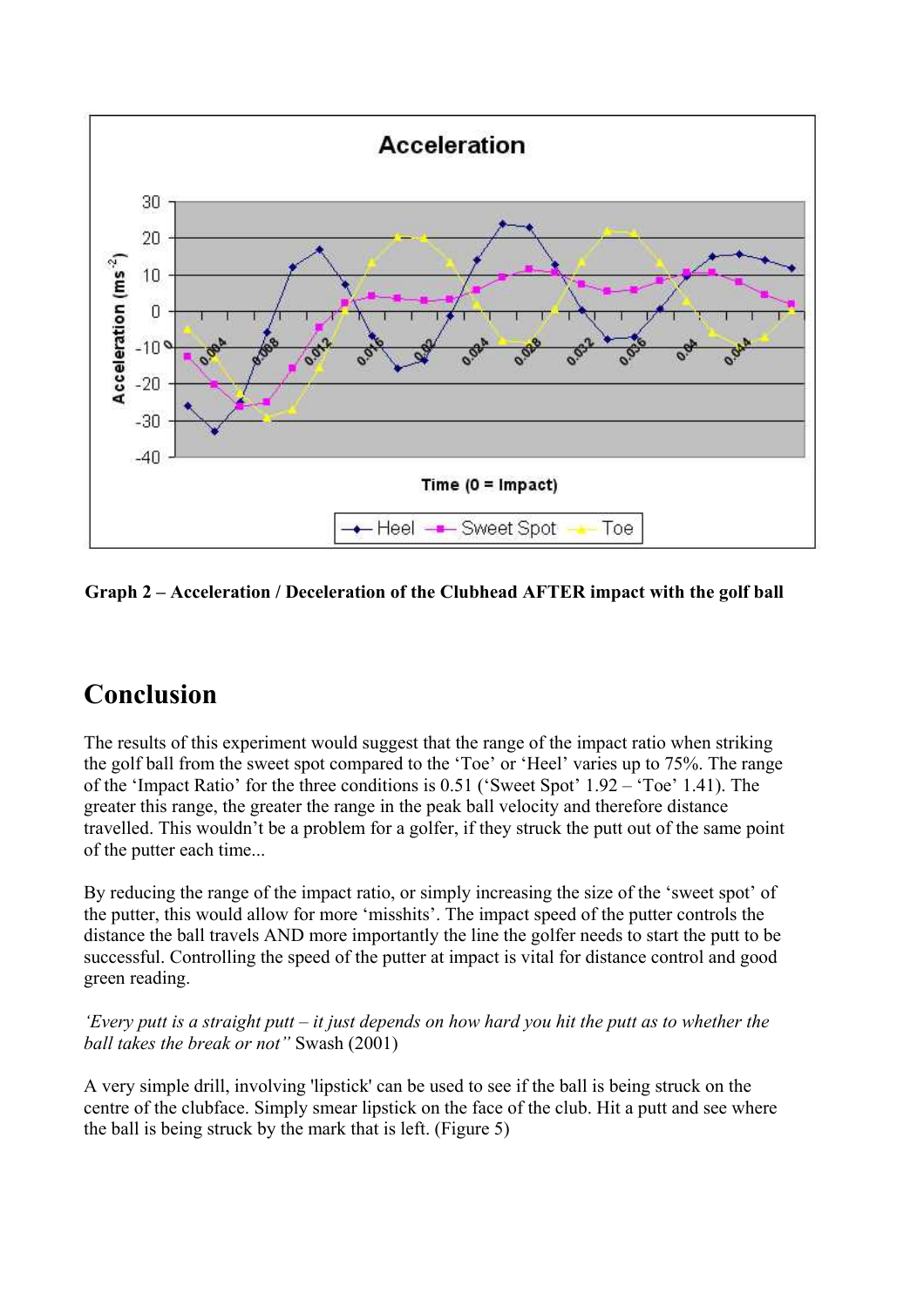**Graph 2 – Acceleration / Deceleration of the Clubhead AFTER impact with the golf ball**

# Conclusion

The results of this experiment would suggest that the range of the impact ratio when striking the golf ball from the sweet spot compared to the 'Toe' or 'Heel' varies up to 75%. The range of the 'Impact Ratio' for the three conditions is 0.51 ('Sweet Spot' 1.92 – 'Toe' 1.41). The greater this range, the greater the range in the peak ball velocity and therefore distance travelled. This wouldn't be a problem for a golfer, if they struck the putt out of the same point of the putter each time...

By reducing the range of the impact ratio, or simply increasing the size of the 'sweet spot' of the putter, this would allow for more 'misshits'. The impact speed of the putter controls the distance the ball travels AND more importantly the line the golfer needs to start the putt to be successful. Controlling the speed of the putter at impact is vital for distance control and good green reading.

*'Every putt is a straight putt – it just depends on how hard you hit the putt as to whether the ball takes the break or not"* Swash (2001)

A very simple drill, involving 'lipstick' can be used to see if the ball is being struck on the centre of the clubface. Simply smear lipstick on the face of the club. Hit a putt and see where the ball is being struck by the mark that is left. (Figure 5)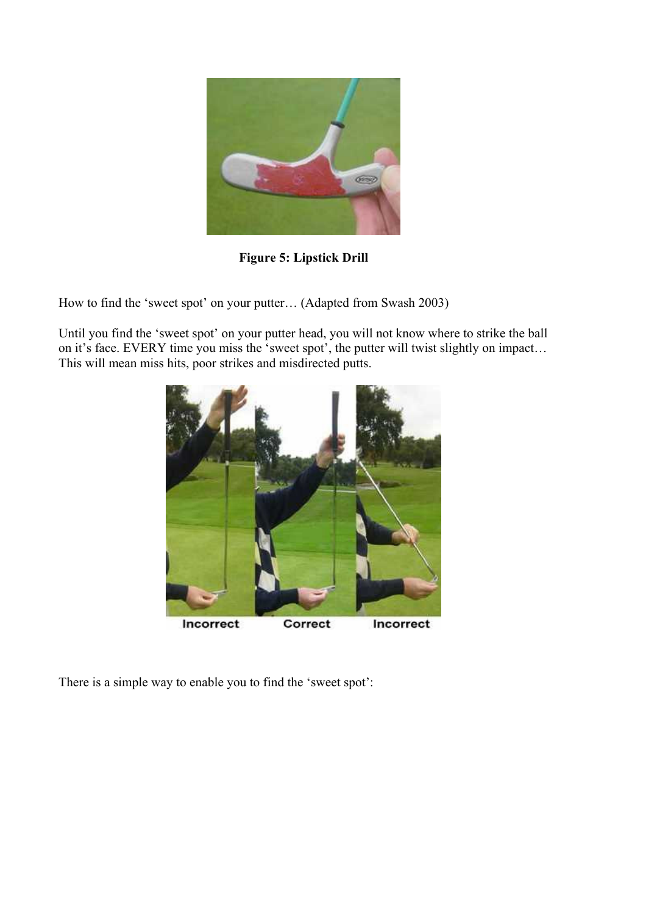**Figure 5: Lipstick Drill**

How to find the 'sweet spot' on your putter… (Adapted from Swash 2003)

Until you find the 'sweet spot' on your putter head, you will not know where to strike the ball on it's face. EVERY time you miss the 'sweet spot', the putter will twist slightly on impact… This will mean miss hits, poor strikes and misdirected putts.

Incorrect Correct Incorrect

There is a simple way to enable you to find the 'sweet spot':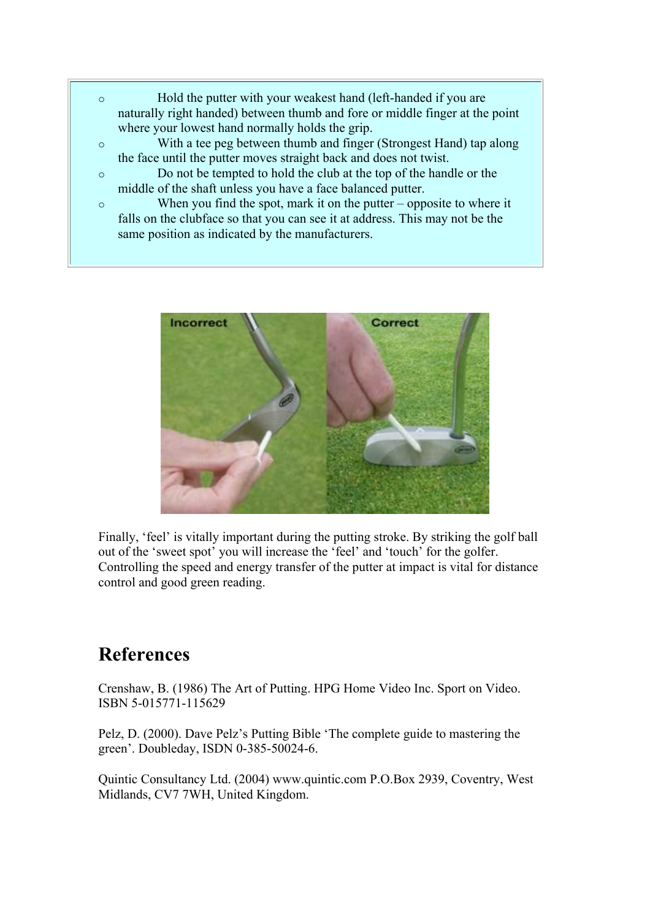- Hold the putter with your weakest hand (left-handed if you are naturally right handed) between thumb and fore or middle finger at the point where your lowest hand normally holds the grip.
- With a tee peg between thumb and finger (Strongest Hand) tap along the face until the putter moves straight back and does not twist.
- Do not be tempted to hold the club at the top of the handle or the middle of the shaft unless you have a face balanced putter.
- When you find the spot, mark it on the putter – opposite to where it falls on the clubface so that you can see it at address. This may not be the same position as indicated by the manufacturers.

Finally, 'feel' is vitally important during the putting stroke. By striking the golf ball out of the 'sweet spot' you will increase the 'feel' and 'touch' for the golfer. Controlling the speed and energy transfer of the putter at impact is vital for distance control and good green reading.

## References

Crenshaw, B. (1986) The Art of Putting. HPG Home Video Inc. Sport on Video. ISBN 5-015771-115629

Pelz, D. (2000). Dave Pelz's Putting Bible 'The complete guide to mastering the green'. Doubleday, ISDN 0-385-50024-6.

Quintic Consultancy Ltd. (2004) www.quintic.com P.O.Box 2939, Coventry, West Midlands, CV7 7WH, United Kingdom.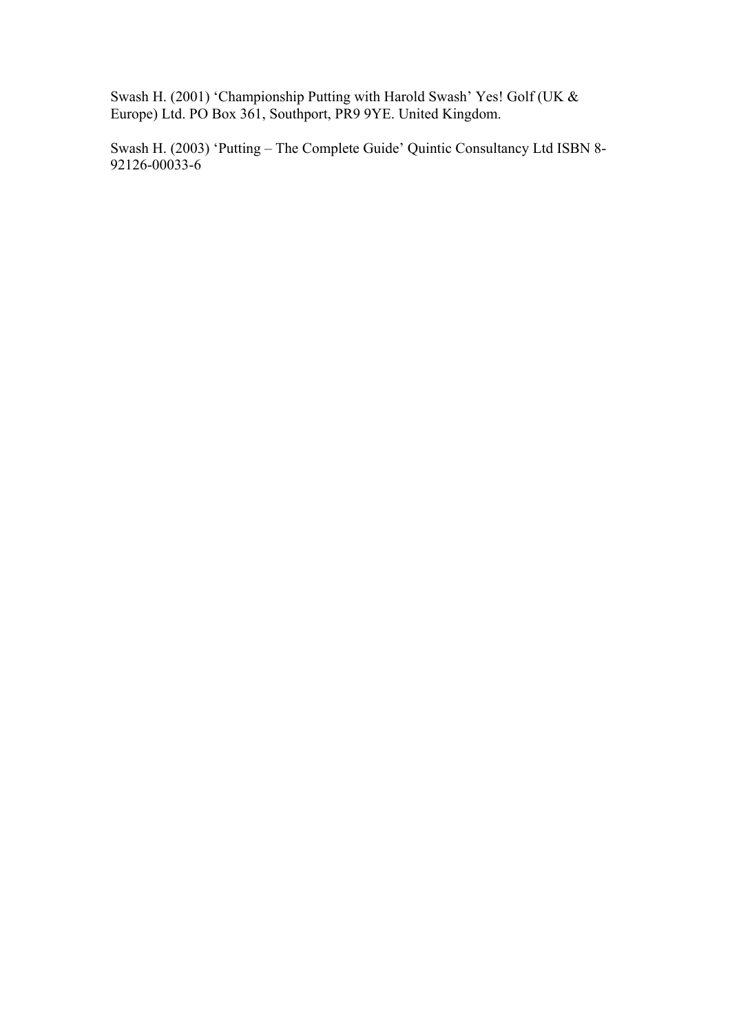Swash H. (2001) 'Championship Putting with Harold Swash' Yes! Golf (UK & Europe) Ltd. PO Box 361, Southport, PR9 9YE. United Kingdom.

Swash H. (2003) 'Putting – The Complete Guide' Quintic Consultancy Ltd ISBN 8-92126-00033-6